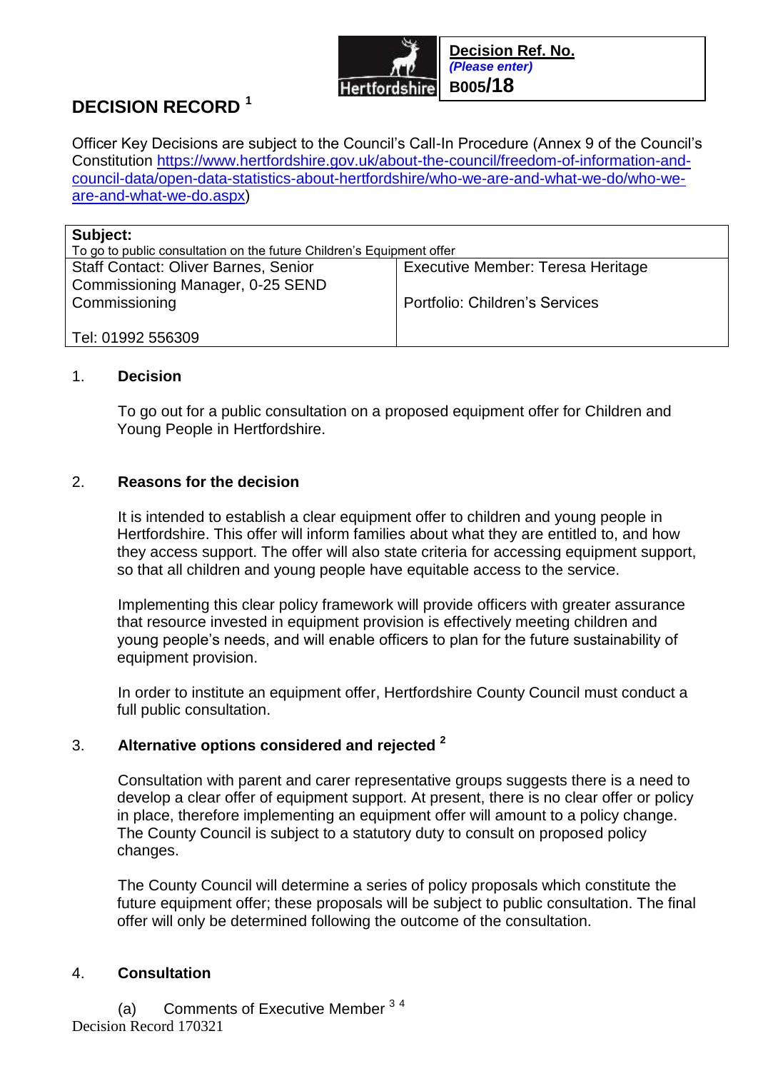| Decision Ref. No. *(Please enter)* |
|---|
| B005/18 |

# DECISION RECORD [1]

Officer Key Decisions are subject to the Council's Call-In Procedure (Annex 9 of the Council's Constitution https://www.hertfordshire.gov.uk/about-the-council/freedom-of-information-and-council-data/open-data-statistics-about-hertfordshire/who-we-are-and-what-we-do/who-we-are-and-what-we-do.aspx)

| **Subject:** To go to public consultation on the future Children's Equipment offer | |
|---|---|
| Staff Contact: Oliver Barnes, Senior Commissioning Manager, 0-25 SEND Commissioning<br><br>Tel: 01992 556309 | Executive Member: Teresa Heritage<br><br>Portfolio: Children's Services |

1. **Decision**

   To go out for a public consultation on a proposed equipment offer for Children and Young People in Hertfordshire.

2. **Reasons for the decision**

   It is intended to establish a clear equipment offer to children and young people in Hertfordshire. This offer will inform families about what they are entitled to, and how they access support. The offer will also state criteria for accessing equipment support, so that all children and young people have equitable access to the service.

   Implementing this clear policy framework will provide officers with greater assurance that resource invested in equipment provision is effectively meeting children and young people's needs, and will enable officers to plan for the future sustainability of equipment provision.

   In order to institute an equipment offer, Hertfordshire County Council must conduct a full public consultation.

3. **Alternative options considered and rejected [2]**

   Consultation with parent and carer representative groups suggests there is a need to develop a clear offer of equipment support. At present, there is no clear offer or policy in place, therefore implementing an equipment offer will amount to a policy change. The County Council is subject to a statutory duty to consult on proposed policy changes.

   The County Council will determine a series of policy proposals which constitute the future equipment offer; these proposals will be subject to public consultation. The final offer will only be determined following the outcome of the consultation.

4. **Consultation**

   (a) Comments of Executive Member [3 4]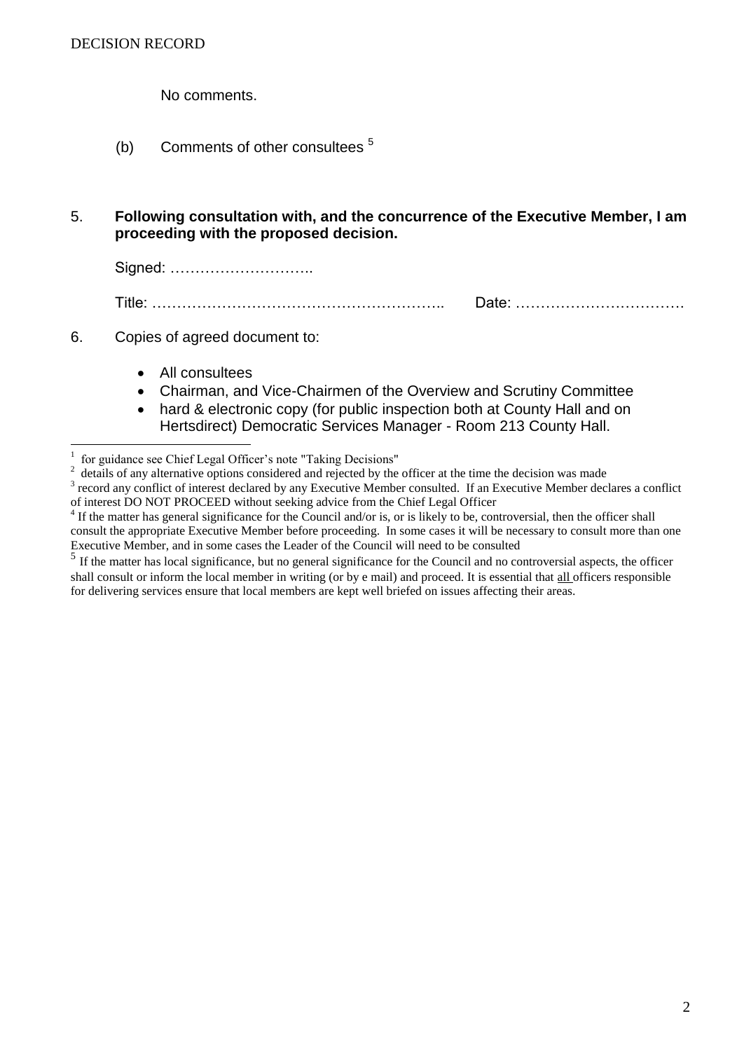No comments.

(b) Comments of other consultees [5]

5. **Following consultation with, and the concurrence of the Executive Member, I am proceeding with the proposed decision.**

Signed: ………………………..

Title: ………………………………………………….. Date: …………………………….

6. Copies of agreed document to:

- All consultees
- Chairman, and Vice-Chairmen of the Overview and Scrutiny Committee
- hard & electronic copy (for public inspection both at County Hall and on Hertsdirect) Democratic Services Manager - Room 213 County Hall.

---

[1] for guidance see Chief Legal Officer's note "Taking Decisions"

[2] details of any alternative options considered and rejected by the officer at the time the decision was made

[3] record any conflict of interest declared by any Executive Member consulted. If an Executive Member declares a conflict of interest DO NOT PROCEED without seeking advice from the Chief Legal Officer

[4] If the matter has general significance for the Council and/or is, or is likely to be, controversial, then the officer shall consult the appropriate Executive Member before proceeding. In some cases it will be necessary to consult more than one Executive Member, and in some cases the Leader of the Council will need to be consulted

[5] If the matter has local significance, but no general significance for the Council and no controversial aspects, the officer shall consult or inform the local member in writing (or by e mail) and proceed. It is essential that all officers responsible for delivering services ensure that local members are kept well briefed on issues affecting their areas.